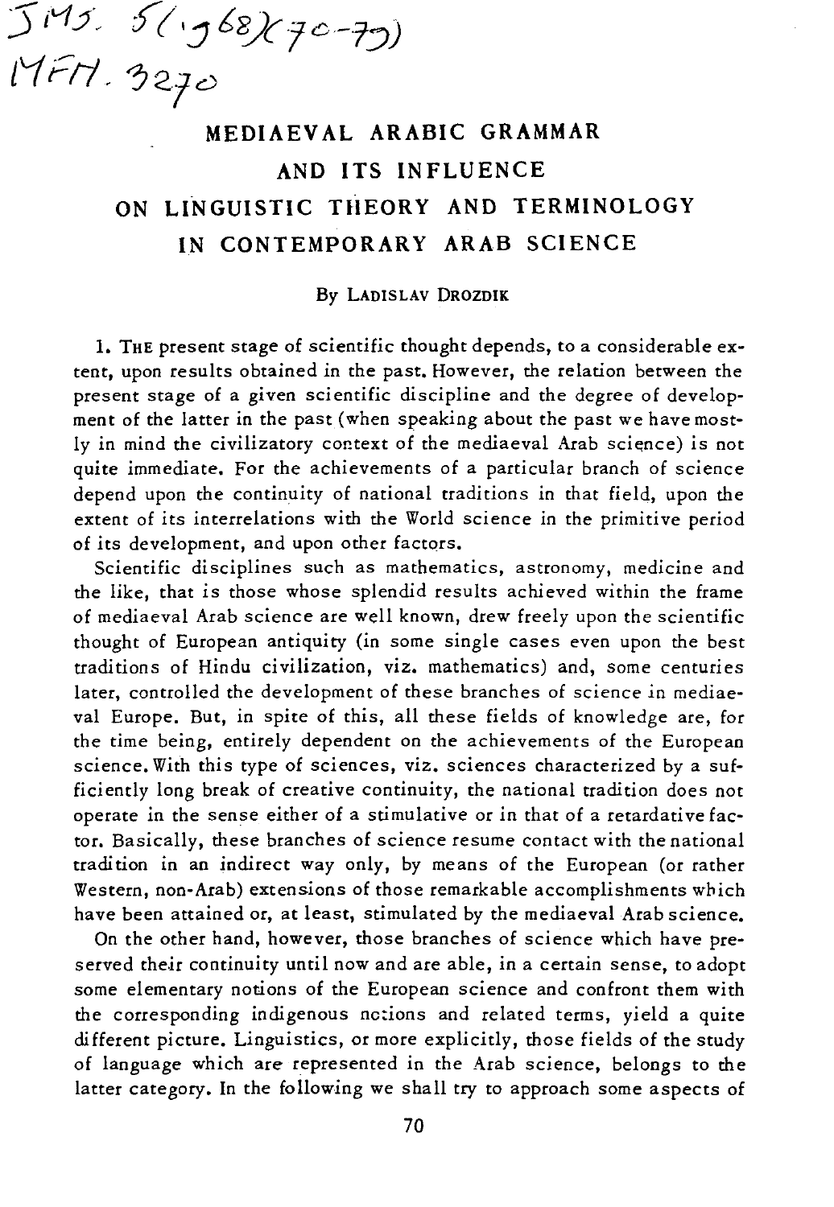# MEDIAEVAL ARABIC GRAMMAR AND ITS INFLUENCE ON LINGUISTIC THEORY AND TERMINOLOGY IN CONTEMPORARY ARAB SCIENCE

By LADISLAV DROZDIK

1. THE present stage of scientific thought depends, to a considerable extent, upon results obtained in the past. However, the relation between the present stage of a given scientific discipline and the degree of development of the latter in the past (when speaking about the past we have mostly in mind the civilizatory context of the mediaeval Arab science) is not quite immediate. For the achievements of a particular branch of science depend upon the continuity of national traditions in that field, upon the extent of its interrelations with the World science in the primitive period of its development, and upon other factors.

Scientific disciplines such as mathematics, astronomy, medicine and the like, that is those whose splendid results achieved within the frame of mediaeval Arab science are well known, drew freely upon the scientific thought of European antiquity (in some single cases even upon the best traditions of Hindu civilization, viz. mathematics) and, some centuries later, controlled the development of these branches of science in mediaeval Europe. But, in spite of this, all these fields of knowledge are, for the time being, entirely dependent on the achievements of the European science. With this type of sciences, viz. sciences characterized by a sufficiently long break of creative continuity, the national tradition does not operate in the sense either of a stimulative or in that of a retardative factor. Basically, these branches of science resume contact with the national tradition in an indirect way only, by means of the European (or rather Western, non-Arab) extensions of those remarkable accomplishments which have been attained or, at least, stimulated by the mediaeval Arab science.

On the other hand, however, those branches of science which have preserved their continuity until now and are able, in a certain sense, to adopt some elementary notions of the European science and confront them with the corresponding indigenous notions and related terms, yield a quite different picture. Linguistics, or more explicitly, those fields of the study of language which are represented in the Arab science, belongs to the latter category. In the following we shall try to approach some aspects of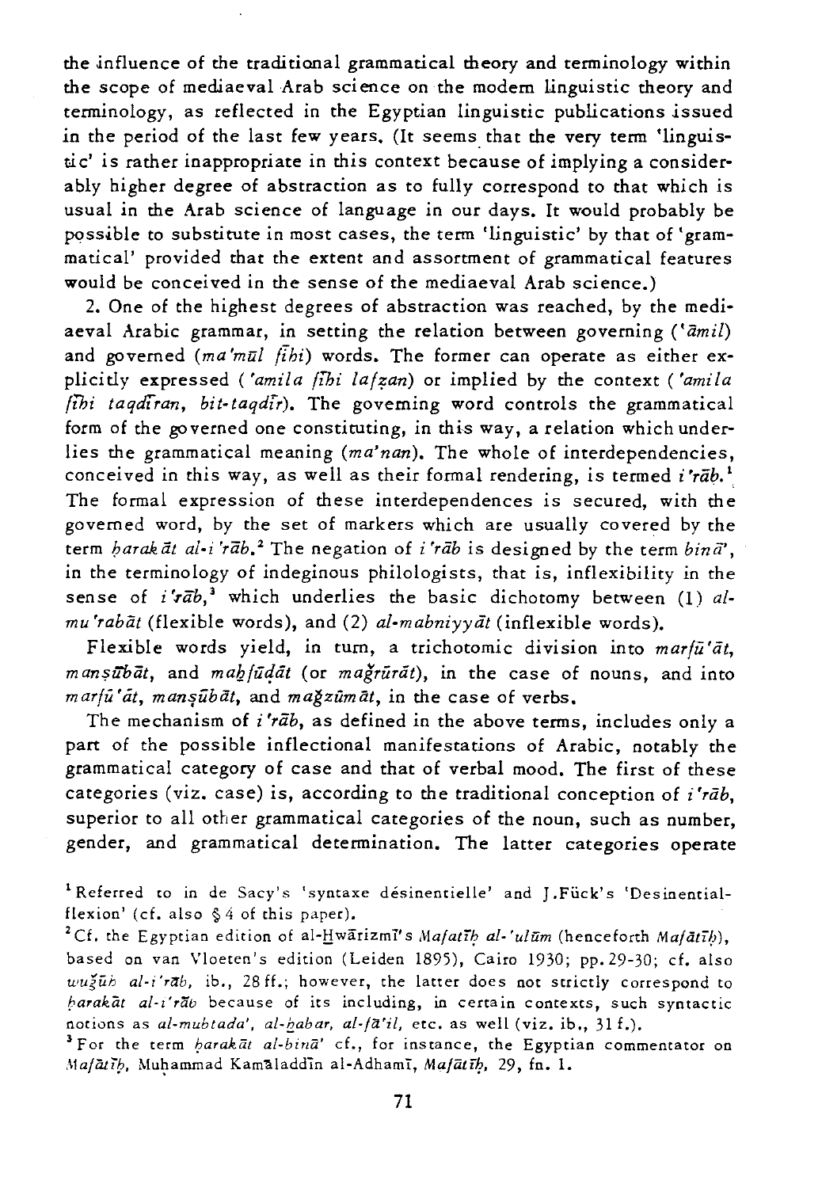the influence of the traditional grammatical theory and terminology within the scope of mediaeval Arab science on the modern linguistic theory and terminology, as reflected in the Egyptian linguistic publications issued in the period of the last few years. (It seems that the very term 'linguistic' is rather inappropriate in this context because of implying a considerably higher degree of abstraction as to fully correspond to that which is usual in the Arab science of language in our days. It would probably be possible to substitute in most cases, the term 'linguistic' by that of 'grammatical' provided that the extent and assortment of grammatical features would be conceived in the sense of the mediaeval Arab science.)

2. One of the highest degrees of abstraction was reached, by the mediaeval Arabic grammar, in setting the relation between governing (*'āmil*) and governed (*ma'mūl fīhi*) words. The former can operate as either explicitly expressed (*'amila fīhi lafẓan*) or implied by the context (*'amila fīhi taqdīran, bit-taqdīr*). The governing word controls the grammatical form of the governed one constituting, in this way, a relation which underlies the grammatical meaning (*ma'nan*). The whole of interdependencies, conceived in this way, as well as their formal rendering, is termed *i'rāb*.[1] The formal expression of these interdependences is secured, with the governed word, by the set of markers which are usually covered by the term *ḥarakāt al-i'rāb*.[2] The negation of *i'rāb* is designed by the term *binā'*, in the terminology of indeginous philologists, that is, inflexibility in the sense of *i'rāb*,[3] which underlies the basic dichotomy between (1) *al-mu'rabāt* (flexible words), and (2) *al-mabniyyāt* (inflexible words).

Flexible words yield, in turn, a trichotomic division into *marfū'āt*, *manṣūbāt*, and *maḫfūḍāt* (or *maǧrūrāt*), in the case of nouns, and into *marfū'āt*, *manṣūbāt*, and *maǧzūmāt*, in the case of verbs.

The mechanism of *i'rāb*, as defined in the above terms, includes only a part of the possible inflectional manifestations of Arabic, notably the grammatical category of case and that of verbal mood. The first of these categories (viz. case) is, according to the traditional conception of *i'rāb*, superior to all other grammatical categories of the noun, such as number, gender, and grammatical determination. The latter categories operate

[1] Referred to in de Sacy's 'syntaxe désinentielle' and J.Fück's 'Desinentialflexion' (cf. also § 4 of this paper).

[2] Cf. the Egyptian edition of al-Ḫwārizmī's *Mafatīḥ al-'ulūm* (henceforth *Mafātīḥ*), based on van Vloeten's edition (Leiden 1895), Cairo 1930; pp. 29-30; cf. also *wuǧūh al-i'rāb*, ib., 28 ff.; however, the latter does not strictly correspond to *ḥarakāt al-i'rāb* because of its including, in certain contexts, such syntactic notions as *al-mubtada'*, *al-ḫabar*, *al-fā'il*, etc. as well (viz. ib., 31 f.).

[3] For the term *ḥarakāt al-binā'* cf., for instance, the Egyptian commentator on *Mafātīḥ*, Muḥammad Kamāladdīn al-Adhamī, *Mafātīḥ*, 29, fn. 1.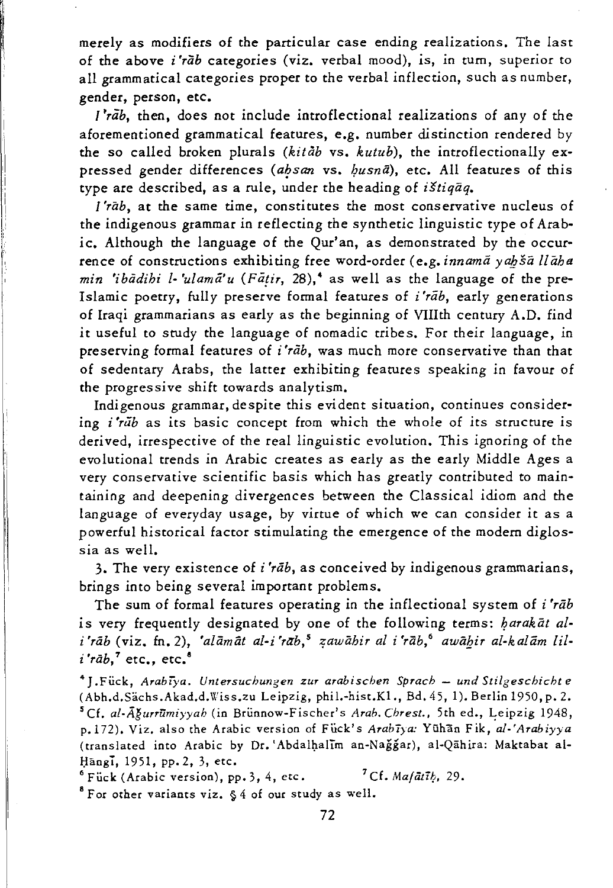merely as modifiers of the particular case ending realizations. The last of the above *i'rāb* categories (viz. verbal mood), is, in turn, superior to all grammatical categories proper to the verbal inflection, such as number, gender, person, etc.

*I'rāb*, then, does not include introflectional realizations of any of the aforementioned grammatical features, e.g. number distinction rendered by the so called broken plurals (*kitāb* vs. *kutub*), the introflectionally expressed gender differences (*aḥsan* vs. *ḥusnā*), etc. All features of this type are described, as a rule, under the heading of *ištiqāq*.

*I'rāb*, at the same time, constitutes the most conservative nucleus of the indigenous grammar in reflecting the synthetic linguistic type of Arabic. Although the language of the Qur'an, as demonstrated by the occurrence of constructions exhibiting free word-order (e.g. *innamā yaḫšā llāha min 'ibādihi l-'ulamā'u* (*Fāṭir*, 28),[4] as well as the language of the pre-Islamic poetry, fully preserve formal features of *i'rāb*, early generations of Iraqi grammarians as early as the beginning of VIIIth century A.D. find it useful to study the language of nomadic tribes. For their language, in preserving formal features of *i'rāb*, was much more conservative than that of sedentary Arabs, the latter exhibiting features speaking in favour of the progressive shift towards analytism.

Indigenous grammar, despite this evident situation, continues considering *i'rāb* as its basic concept from which the whole of its structure is derived, irrespective of the real linguistic evolution. This ignoring of the evolutional trends in Arabic creates as early as the early Middle Ages a very conservative scientific basis which has greatly contributed to maintaining and deepening divergences between the Classical idiom and the language of everyday usage, by virtue of which we can consider it as a powerful historical factor stimulating the emergence of the modern diglossia as well.

3. The very existence of *i'rāb*, as conceived by indigenous grammarians, brings into being several important problems.

The sum of formal features operating in the inflectional system of *i'rāb* is very frequently designated by one of the following terms: *ḥarakāt al-i'rāb* (viz. fn. 2), *'alāmāt al-i'rāb*,[5] *ẓawāhir al i'rāb*,[6] *awāḫir al-kalām lil-i'rāb*,[7] etc., etc.[8]

[4] J. Fück, *Arabīya. Untersuchungen zur arabischen Sprach – und Stilgeschichte* (Abh.d.Sächs.Akad.d.Wiss.zu Leipzig, phil.-hist.Kl., Bd. 45, 1). Berlin 1950, p. 2.

[5] Cf. *al-Āǧurrūmiyyah* (in Brünnow-Fischer's *Arab. Chrest.*, 5th ed., Leipzig 1948, p. 172). Viz. also the Arabic version of Fück's *Arabīya*: Yūhān Fik, *al-'Arabiyya* (translated into Arabic by Dr. 'Abdalḥalīm an-Naǧǧar), al-Qāhira: Maktabat al-Ḫāngī, 1951, pp. 2, 3, etc.

[6] Fück (Arabic version), pp. 3, 4, etc.

[7] Cf. *Mafātīḥ*, 29.

[8] For other variants viz. § 4 of our study as well.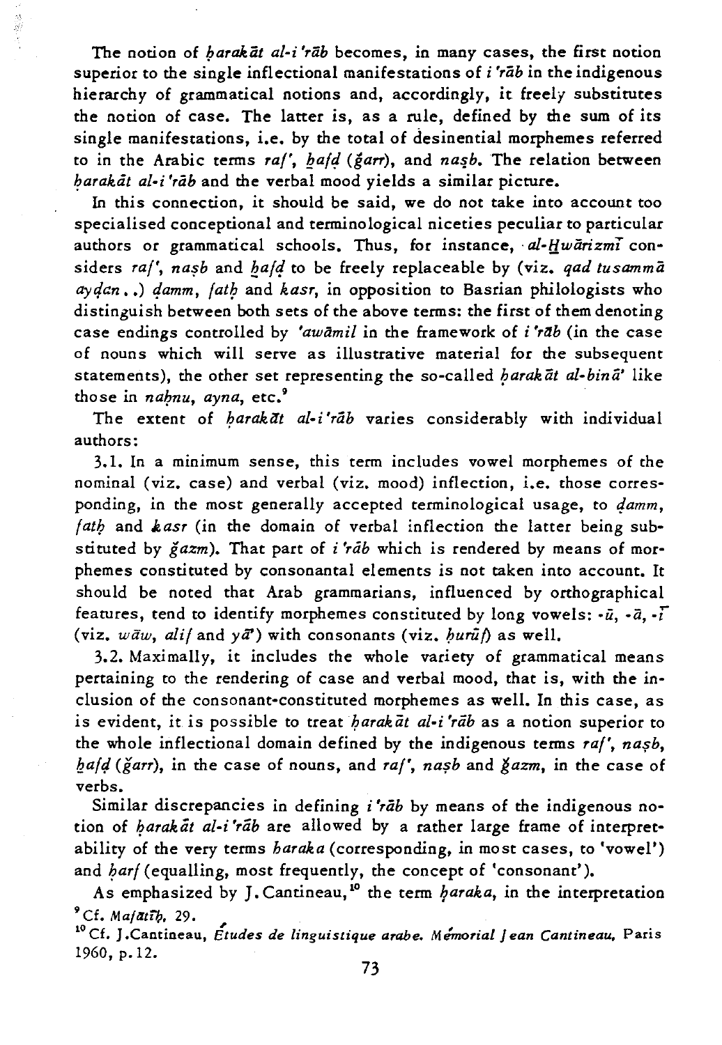The notion of *ḥarakāt al-iʿrāb* becomes, in many cases, the first notion superior to the single inflectional manifestations of *iʿrāb* in the indigenous hierarchy of grammatical notions and, accordingly, it freely substitutes the notion of case. The latter is, as a rule, defined by the sum of its single manifestations, i.e. by the total of desinential morphemes referred to in the Arabic terms *rafʿ*, *ḫafḍ* (*ǧarr*), and *naṣb*. The relation between *ḥarakāt al-iʿrāb* and the verbal mood yields a similar picture.

In this connection, it should be said, we do not take into account too specialised conceptional and terminological niceties peculiar to particular authors or grammatical schools. Thus, for instance, *al-Ḫwārizmī* considers *rafʿ*, *naṣb* and *ḫafḍ* to be freely replaceable by (viz. *qad tusammā ayḍan..*) *ḍamm*, *fatḥ* and *kasr*, in opposition to Basrian philologists who distinguish between both sets of the above terms: the first of them denoting case endings controlled by *ʿawāmil* in the framework of *iʿrāb* (in the case of nouns which will serve as illustrative material for the subsequent statements), the other set representing the so-called *ḥarakāt al-bināʾ* like those in *naḥnu*, *ayna*, etc.[9]

The extent of *ḥarakāt al-iʿrāb* varies considerably with individual authors:

3.1. In a minimum sense, this term includes vowel morphemes of the nominal (viz. case) and verbal (viz. mood) inflection, i.e. those corresponding, in the most generally accepted terminological usage, to *ḍamm*, *fatḥ* and *kasr* (in the domain of verbal inflection the latter being substituted by *ǧazm*). That part of *iʿrāb* which is rendered by means of morphemes constituted by consonantal elements is not taken into account. It should be noted that Arab grammarians, influenced by orthographical features, tend to identify morphemes constituted by long vowels: *-ū*, *-ā*, *-ī* (viz. *wāw*, *alif* and *yāʾ*) with consonants (viz. *ḥurūf*) as well.

3.2. Maximally, it includes the whole variety of grammatical means pertaining to the rendering of case and verbal mood, that is, with the inclusion of the consonant-constituted morphemes as well. In this case, as is evident, it is possible to treat *ḥarakāt al-iʿrāb* as a notion superior to the whole inflectional domain defined by the indigenous terms *rafʿ*, *naṣb*, *ḫafḍ* (*ǧarr*), in the case of nouns, and *rafʿ*, *naṣb* and *ǧazm*, in the case of verbs.

Similar discrepancies in defining *iʿrāb* by means of the indigenous notion of *ḥarakāt al-iʿrāb* are allowed by a rather large frame of interpretability of the very terms *ḥaraka* (corresponding, in most cases, to 'vowel') and *ḥarf* (equalling, most frequently, the concept of 'consonant').

As emphasized by J. Cantineau,[10] the term *ḥaraka*, in the interpretation

[9] Cf. *Mafātīḥ*, 29.

[10] Cf. J. Cantineau, *Études de linguistique arabe. Mémorial Jean Cantineau*, Paris 1960, p. 12.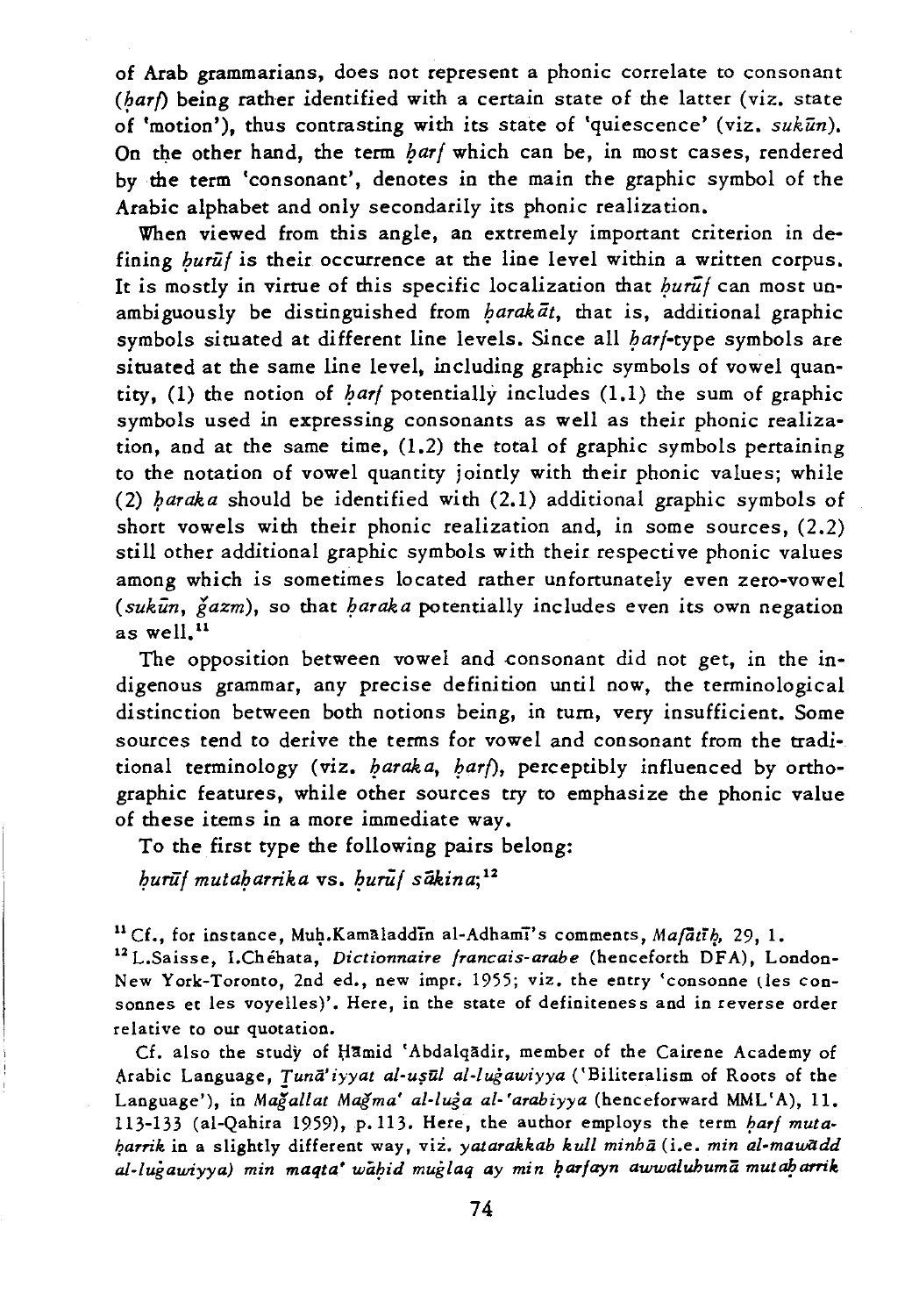of Arab grammarians, does not represent a phonic correlate to consonant (*ḥarf*) being rather identified with a certain state of the latter (viz. state of 'motion'), thus contrasting with its state of 'quiescence' (viz. *sukūn*). On the other hand, the term *ḥarf* which can be, in most cases, rendered by the term 'consonant', denotes in the main the graphic symbol of the Arabic alphabet and only secondarily its phonic realization.

When viewed from this angle, an extremely important criterion in defining *ḥurūf* is their occurrence at the line level within a written corpus. It is mostly in virtue of this specific localization that *ḥurūf* can most unambiguously be distinguished from *ḥarakāt*, that is, additional graphic symbols situated at different line levels. Since all *ḥarf*-type symbols are situated at the same line level, including graphic symbols of vowel quantity, (1) the notion of *ḥarf* potentially includes (1.1) the sum of graphic symbols used in expressing consonants as well as their phonic realization, and at the same time, (1.2) the total of graphic symbols pertaining to the notation of vowel quantity jointly with their phonic values; while (2) *ḥaraka* should be identified with (2.1) additional graphic symbols of short vowels with their phonic realization and, in some sources, (2.2) still other additional graphic symbols with their respective phonic values among which is sometimes located rather unfortunately even zero-vowel (*sukūn*, *ǧazm*), so that *ḥaraka* potentially includes even its own negation as well.[11]

The opposition between vowel and consonant did not get, in the indigenous grammar, any precise definition until now, the terminological distinction between both notions being, in turn, very insufficient. Some sources tend to derive the terms for vowel and consonant from the traditional terminology (viz. *ḥaraka*, *ḥarf*), perceptibly influenced by orthographic features, while other sources try to emphasize the phonic value of these items in a more immediate way.

To the first type the following pairs belong:

*ḥurūf mutaḥarrika* vs. *ḥurūf sākina*;[12]

[11] Cf., for instance, Muḥ.Kamāladdīn al-Adhamī's comments, *Mafātīḥ*, 29, 1.

[12] L.Saisse, I.Chéhata, *Dictionnaire francais-arabe* (henceforth DFA), London-New York-Toronto, 2nd ed., new impr. 1955; viz. the entry 'consonne (les consonnes et les voyelles)'. Here, in the state of definiteness and in reverse order relative to our quotation.

Cf. also the study of Ḥāmid 'Abdalqādir, member of the Cairene Academy of Arabic Language, *Ṯunā'iyyat al-uṣūl al-luġawiyya* ('Biliteralism of Roots of the Language'), in *Maǧallat Maǧma' al-luġa al-'arabiyya* (henceforward MML'A), 11. 113-133 (al-Qahira 1959), p. 113. Here, the author employs the term *ḥarf mutaḥarrik* in a slightly different way, viz. *yatarakkab kull minhā* (i.e. *min al-mawādd al-luġawiyya) min maqṭa' wāḥid muġlaq ay min ḥarfayn awwaluhumā mutaḥarrik*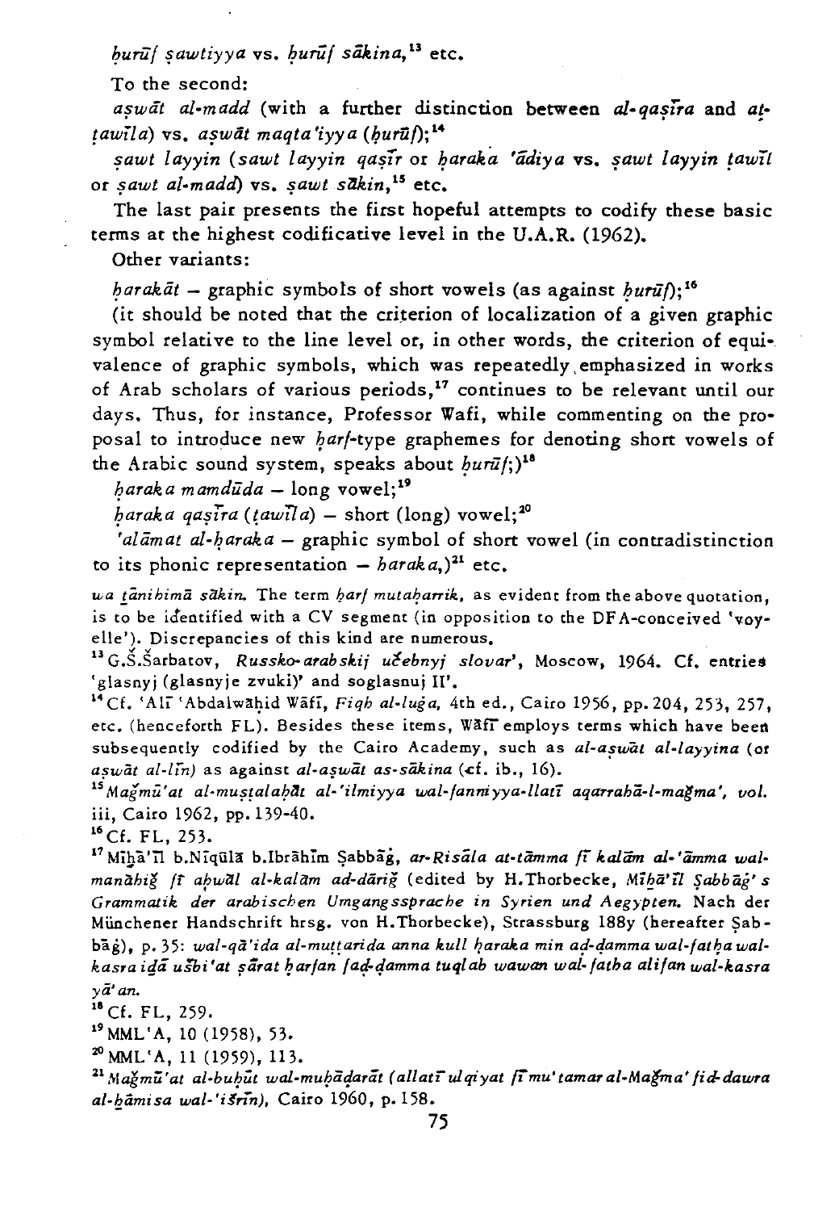*ḥurūf ṣawtiyya* vs. *ḥurūf sākina,*[13] etc.

To the second:

*aṣwāt al-madd* (with a further distinction between *al-qaṣīra* and *aṭ-ṭawīla*) vs. *aṣwāt maqṭa'iyya* (*ḥurūf*);[14]

*ṣawt layyin* (*ṣawt layyin qaṣīr* or *ḥaraka 'ādiya* vs. *ṣawt layyin ṭawīl* or *ṣawt al-madd*) vs. *ṣawt sākin,*[15] etc.

The last pair presents the first hopeful attempts to codify these basic terms at the highest codificative level in the U.A.R. (1962).

Other variants:

*ḥarakāt* – graphic symbols of short vowels (as against *ḥurūf*);[16]

(it should be noted that the criterion of localization of a given graphic symbol relative to the line level or, in other words, the criterion of equivalence of graphic symbols, which was repeatedly emphasized in works of Arab scholars of various periods,[17] continues to be relevant until our days. Thus, for instance, Professor Wafi, while commenting on the proposal to introduce new *ḥarf*-type graphemes for denoting short vowels of the Arabic sound system, speaks about *ḥurūf*;)[18]

*ḥaraka mamdūda* – long vowel;[19]

*ḥaraka qaṣīra* (*ṭawīla*) – short (long) vowel;[20]

*'alāmat al-ḥaraka* – graphic symbol of short vowel (in contradistinction to its phonic representation – *ḥaraka*,)[21] etc.

*wa ṯānihimā sākin.* The term *ḥarf mutaḥarrik,* as evident from the above quotation, is to be identified with a CV segment (in opposition to the DFA-conceived 'voyelle'). Discrepancies of this kind are numerous.

[13] G.Š.Šarbatov, *Russko-arabskij učebnyj slovar'*, Moscow, 1964. Cf. entries 'glasnyj (glasnyje zvuki)' and soglasnuj II'.

[14] Cf. 'Alī 'Abdalwāḥid Wāfī, *Fiqh al-luġa,* 4th ed., Cairo 1956, pp. 204, 253, 257, etc. (henceforth FL). Besides these items, Wāfī employs terms which have been subsequently codified by the Cairo Academy, such as *al-aṣwāt al-layyina* (or *aṣwāt al-līn*) as against *al-aṣwāt as-sākina* (cf. ib., 16).

[15] *Maǧmū'at al-muṣṭalaḥāt al-'ilmiyya wal-fanniyya-llatī aqarrahā-l-maǧma', vol.* iii, Cairo 1962, pp. 139-40.

[16] Cf. FL, 253.

[17] Mīḫā'īl b.Nīqūlā b.Ibrāhīm Ṣabbāġ, *ar-Risāla at-tāmma fī kalām al-'āmma wal-manāhiǧ fī aḥwāl al-kalām ad-dāriǧ* (edited by H.Thorbecke, *Mīḫā'īl Ṣabbāġ's Grammatik der arabischen Umgangssprache in Syrien und Aegypten.* Nach der Münchener Handschrift hrsg. von H.Thorbecke), Strassburg 188y (hereafter Ṣabbāġ), p. 35: *wal-qā'ida al-muṭṭarida anna kull ḥaraka min aḍ-ḍamma wal-fatḥa wal-kasra iḏā ušbi'at ṣārat ḥarfan faḍ-ḍamma tuqlab wawan wal-fatḥa alifan wal-kasra yā'an.*

[18] Cf. FL, 259.

[19] MML'A, 10 (1958), 53.

[20] MML'A, 11 (1959), 113.

[21] *Maǧmū'at al-buḥūt wal-muḥāḍarāt (allatī ulqiyat fī mu'tamar al-Maǧma' fid-dawra al-ḫāmisa wal-'išrīn),* Cairo 1960, p. 158.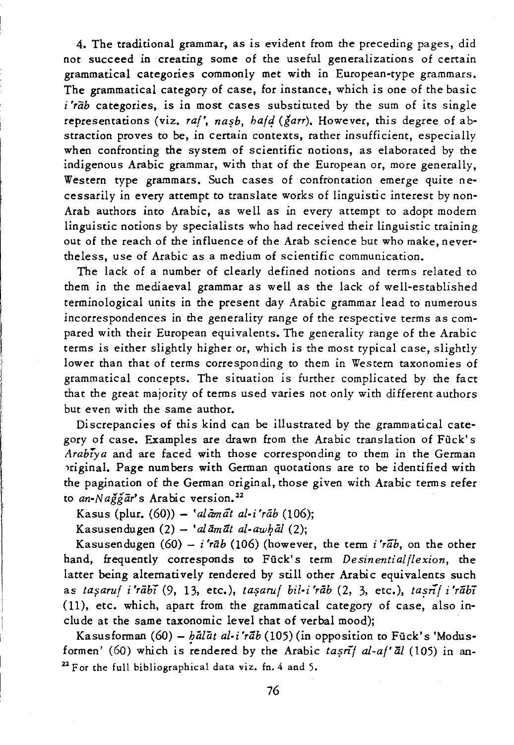4. The traditional grammar, as is evident from the preceding pages, did not succeed in creating some of the useful generalizations of certain grammatical categories commonly met with in European-type grammars. The grammatical category of case, for instance, which is one of the basic *i'rāb* categories, is in most cases substituted by the sum of its single representations (viz. *raf'*, *naṣb*, *ḫafḍ* (*ǧarr*). However, this degree of abstraction proves to be, in certain contexts, rather insufficient, especially when confronting the system of scientific notions, as elaborated by the indigenous Arabic grammar, with that of the European or, more generally, Western type grammars. Such cases of confrontation emerge quite necessarily in every attempt to translate works of linguistic interest by non-Arab authors into Arabic, as well as in every attempt to adopt modern linguistic notions by specialists who had received their linguistic training out of the reach of the influence of the Arab science but who make, nevertheless, use of Arabic as a medium of scientific communication.

The lack of a number of clearly defined notions and terms related to them in the mediaeval grammar as well as the lack of well-established terminological units in the present day Arabic grammar lead to numerous incorrespondences in the generality range of the respective terms as compared with their European equivalents. The generality range of the Arabic terms is either slightly higher or, which is the most typical case, slightly lower than that of terms corresponding to them in Western taxonomies of grammatical concepts. The situation is further complicated by the fact that the great majority of terms used varies not only with different authors but even with the same author.

Discrepancies of this kind can be illustrated by the grammatical category of case. Examples are drawn from the Arabic translation of Fück's *Arabīya* and are faced with those corresponding to them in the German original. Page numbers with German quotations are to be identified with the pagination of the German original, those given with Arabic terms refer to *an-Naǧǧār*'s Arabic version.[22]

Kasus (plur. (60)) – *'alāmāt al-i'rāb* (106);

Kasusendugen (2) – *'alāmāt al-awḥāl* (2);

Kasusendugen (60) – *i'rāb* (106) (however, the term *i'rāb*, on the other hand, frequently corresponds to Fück's term *Desinentialflexion*, the latter being alternatively rendered by still other Arabic equivalents such as *taṣaruf i'rābī* (9, 13, etc.), *taṣaruf bil-i'rāb* (2, 3, etc.), *taṣrīf i'rābī* (11), etc. which, apart from the grammatical category of case, also include at the same taxonomic level that of verbal mood);

Kasusforman (60) – *ḥālāt al-i'rāb* (105) (in opposition to Fück's 'Modusformen' (60) which is rendered by the Arabic *taṣrīf al-af'āl* (105) in an-

[22] For the full bibliographical data viz. fn. 4 and 5.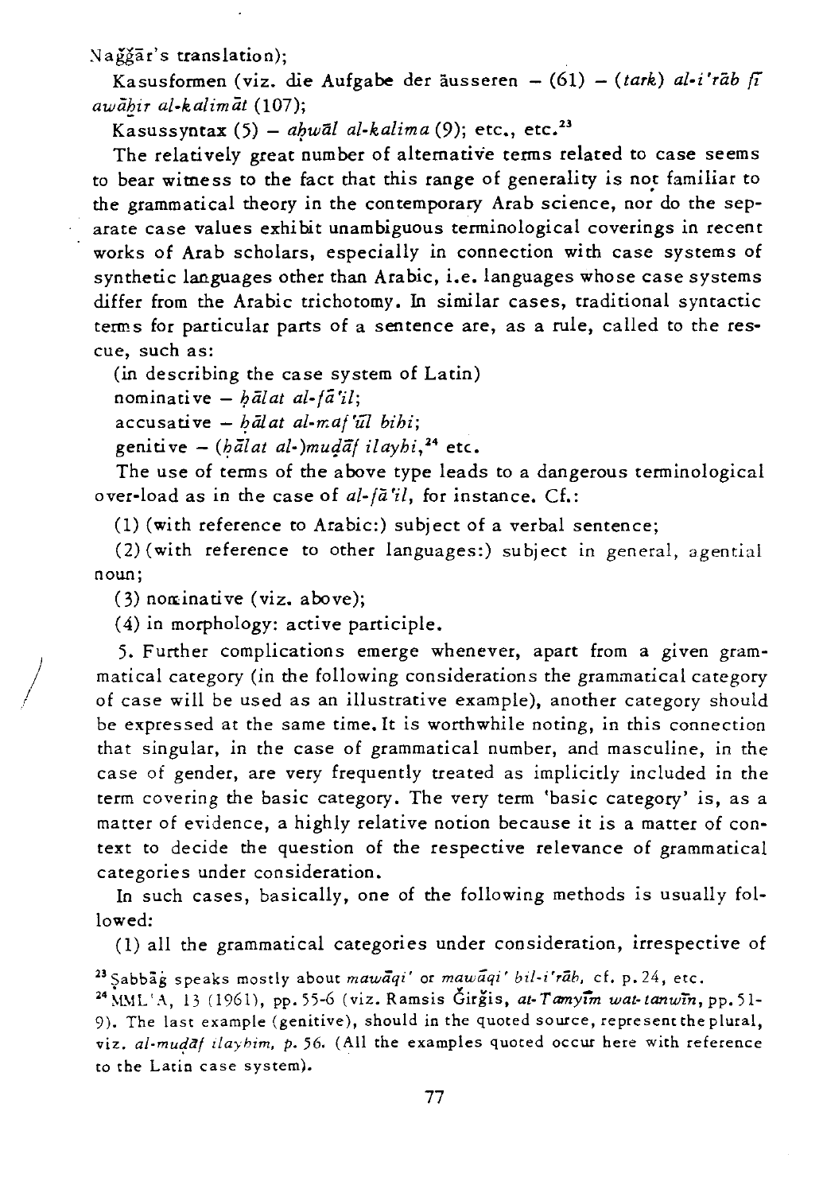Naǧǧār's translation);

Kasusformen (viz. die Aufgabe der äusseren – (61) – (*tark*) *al-i'rāb fī awāḫir al-kalimāt* (107);

Kasussyntax (5) – *aḥwāl al-kalima* (9); etc., etc.[23]

The relatively great number of alternative terms related to case seems to bear witness to the fact that this range of generality is not familiar to the grammatical theory in the contemporary Arab science, nor do the separate case values exhibit unambiguous terminological coverings in recent works of Arab scholars, especially in connection with case systems of synthetic languages other than Arabic, i.e. languages whose case systems differ from the Arabic trichotomy. In similar cases, traditional syntactic terms for particular parts of a sentence are, as a rule, called to the rescue, such as:

(in describing the case system of Latin)
nominative – *ḥālat al-fā'il*;
accusative – *ḥālat al-maf'ūl bihi*;
genitive – (*ḥālat al-*)*muḍāf ilayhi*,[24] etc.

The use of terms of the above type leads to a dangerous terminological over-load as in the case of *al-fā'il*, for instance. Cf.:

(1) (with reference to Arabic:) subject of a verbal sentence;

(2) (with reference to other languages:) subject in general, agential noun;

(3) nominative (viz. above);

(4) in morphology: active participle.

5. Further complications emerge whenever, apart from a given grammatical category (in the following considerations the grammatical category of case will be used as an illustrative example), another category should be expressed at the same time. It is worthwhile noting, in this connection that singular, in the case of grammatical number, and masculine, in the case of gender, are very frequently treated as implicitly included in the term covering the basic category. The very term 'basic category' is, as a matter of evidence, a highly relative notion because it is a matter of context to decide the question of the respective relevance of grammatical categories under consideration.

In such cases, basically, one of the following methods is usually followed:

(1) all the grammatical categories under consideration, irrespective of

[23] Ṣabbāġ speaks mostly about *mawāqi'* or *mawāqi' bil-i'rāb*, cf. p. 24, etc.

[24] MML'A, 13 (1961), pp. 55-6 (viz. Ramsis Ǧirǧis, *at-Tamyīm wat-tanwīn*, pp. 51-9). The last example (genitive), should in the quoted source, represent the plural, viz. *al-muḍāf ilayhim*, p. 56. (All the examples quoted occur here with reference to the Latin case system).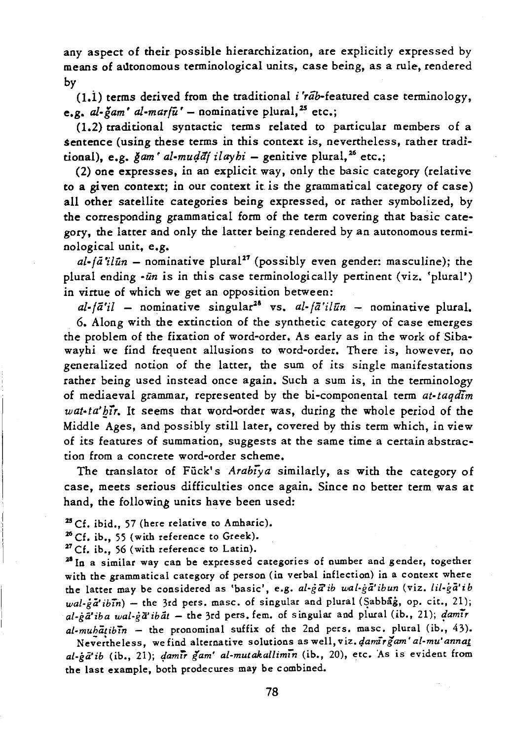any aspect of their possible hierarchization, are explicitly expressed by means of autonomous terminological units, case being, as a rule, rendered by

(1.1) terms derived from the traditional *i'rāb*-featured case terminology, e.g. *al-ǧam' al-marfū'* – nominative plural,[25] etc.;

(1.2) traditional syntactic terms related to particular members of a sentence (using these terms in this context is, nevertheless, rather traditional), e.g. *ǧam' al-muḍāf ilayhi* – genitive plural,[26] etc.;

(2) one expresses, in an explicit way, only the basic category (relative to a given context; in our context it is the grammatical category of case) all other satellite categories being expressed, or rather symbolized, by the corresponding grammatical form of the term covering that basic category, the latter and only the latter being rendered by an autonomous terminological unit, e.g.

*al-fā'ilūn* – nominative plural[27] (possibly even gender: masculine); the plural ending *-ūn* is in this case terminologically pertinent (viz. 'plural') in virtue of which we get an opposition between:

*al-fā'il* – nominative singular[28] vs. *al-fā'ilūn* – nominative plural.

6. Along with the extinction of the synthetic category of case emerges the problem of the fixation of word-order. As early as in the work of Sibawayhi we find frequent allusions to word-order. There is, however, no generalized notion of the latter, the sum of its single manifestations rather being used instead once again. Such a sum is, in the terminology of mediaeval grammar, represented by the bi-componental term *at-taqdīm wat-ta'ḫīr*. It seems that word-order was, during the whole period of the Middle Ages, and possibly still later, covered by this term which, in view of its features of summation, suggests at the same time a certain abstraction from a concrete word-order scheme.

The translator of Fück's *Arabīya* similarly, as with the category of case, meets serious difficulties once again. Since no better term was at hand, the following units have been used:

[25] Cf. ibid., 57 (here relative to Amharic).

[26] Cf. ib., 55 (with reference to Greek).

[27] Cf. ib., 56 (with reference to Latin).

[28] In a similar way can be expressed categories of number and gender, together with the grammatical category of person (in verbal inflection) in a context where the latter may be considered as 'basic', e.g. *al-ġā'ib wal-ġā'ibun* (viz. *lil-ġā'ib wal-ġā'ibīn*) – the 3rd pers. masc. of singular and plural (Ṣabbāġ, op. cit., 21); *al-ġā'iba wal-ġā'ibāt* – the 3rd pers. fem. of singular and plural (ib., 21); *ḍamīr al-muḫāṭibīn* – the pronominal suffix of the 2nd pers. masc. plural (ib., 43).

Nevertheless, we find alternative solutions as well, viz. *ḍamīr ǧam' al-mu'annaṯ al-ġā'ib* (ib., 21); *ḍamīr ǧam' al-mutakallimīn* (ib., 20), etc. As is evident from the last example, both prodecures may be combined.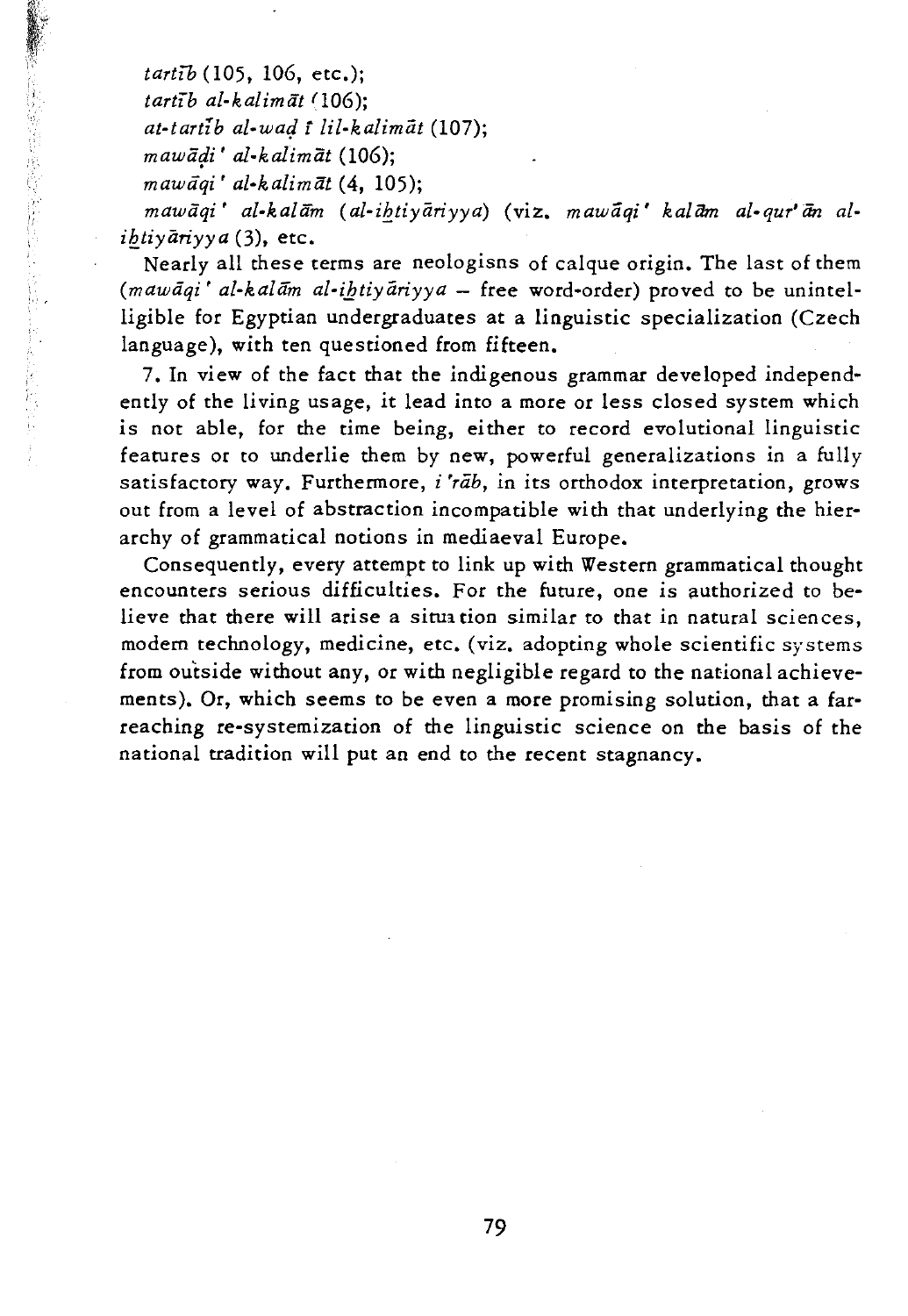*tartīb* (105, 106, etc.);

*tartīb al-kalimāt* (106);

*at-tartīb al-waḍ ī lil-kalimāt* (107);

*mawāḍi' al-kalimāt* (106);

*mawāqi' al-kalimāt* (4, 105);

*mawāqi' al-kalām* (*al-iḫtiyāriyya*) (viz. *mawāqi' kalām al-qur'ān al-iḫtiyāriyya* (3), etc.

Nearly all these terms are neologisns of calque origin. The last of them (*mawāqi' al-kalām al-iḫtiyāriyya* – free word-order) proved to be unintelligible for Egyptian undergraduates at a linguistic specialization (Czech language), with ten questioned from fifteen.

7. In view of the fact that the indigenous grammar developed independently of the living usage, it lead into a more or less closed system which is not able, for the time being, either to record evolutional linguistic features or to underlie them by new, powerful generalizations in a fully satisfactory way. Furthermore, *i'rāb*, in its orthodox interpretation, grows out from a level of abstraction incompatible with that underlying the hierarchy of grammatical notions in mediaeval Europe.

Consequently, every attempt to link up with Western grammatical thought encounters serious difficulties. For the future, one is authorized to believe that there will arise a situation similar to that in natural sciences, modern technology, medicine, etc. (viz. adopting whole scientific systems from outside without any, or with negligible regard to the national achievements). Or, which seems to be even a more promising solution, that a far-reaching re-systemization of the linguistic science on the basis of the national tradition will put an end to the recent stagnancy.